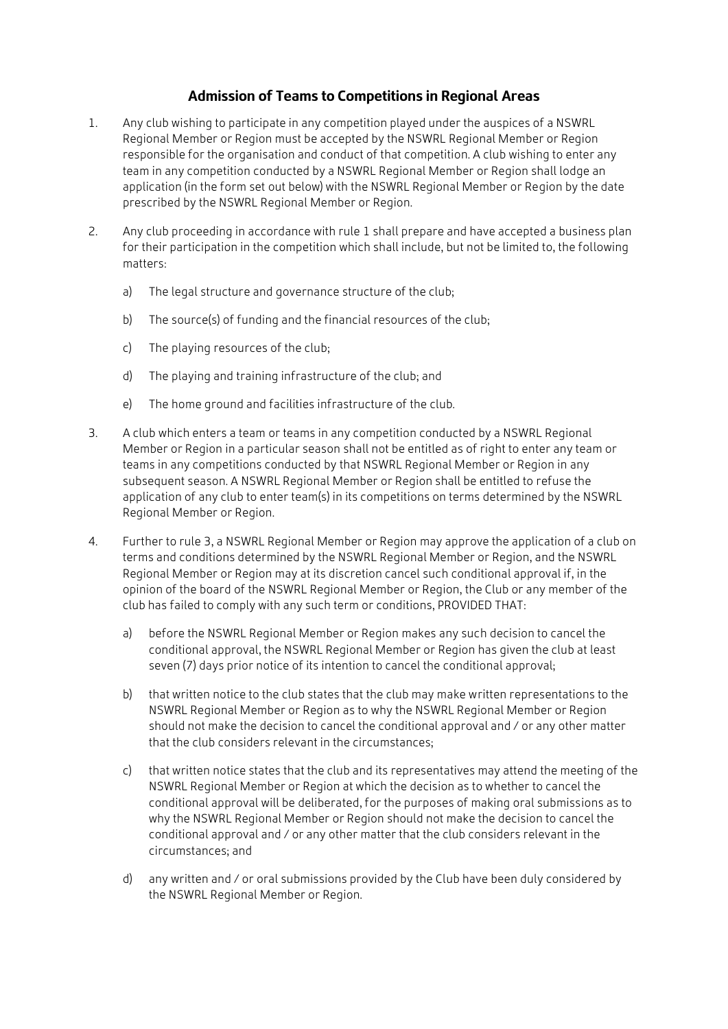## Admission of Teams to Competitions in Regional Areas

1. Any club wishing to participate in any competition played under the auspices of a NSWRL Regional Member or Region must be accepted by the NSWRL Regional Member or Region responsible for the organisation and conduct of that competition. A club wishing to enter any team in any competition conducted by a NSWRL Regional Member or Region shall lodge an application (in the form set out below) with the NSWRL Regional Member or Region by the date prescribed by the NSWRL Regional Member or Region.

2. Any club proceeding in accordance with rule 1 shall prepare and have accepted a business plan for their participation in the competition which shall include, but not be limited to, the following matters:

   a) The legal structure and governance structure of the club;

   b) The source(s) of funding and the financial resources of the club;

   c) The playing resources of the club;

   d) The playing and training infrastructure of the club; and

   e) The home ground and facilities infrastructure of the club.

3. A club which enters a team or teams in any competition conducted by a NSWRL Regional Member or Region in a particular season shall not be entitled as of right to enter any team or teams in any competitions conducted by that NSWRL Regional Member or Region in any subsequent season. A NSWRL Regional Member or Region shall be entitled to refuse the application of any club to enter team(s) in its competitions on terms determined by the NSWRL Regional Member or Region.

4. Further to rule 3, a NSWRL Regional Member or Region may approve the application of a club on terms and conditions determined by the NSWRL Regional Member or Region, and the NSWRL Regional Member or Region may at its discretion cancel such conditional approval if, in the opinion of the board of the NSWRL Regional Member or Region, the Club or any member of the club has failed to comply with any such term or conditions, PROVIDED THAT:

   a) before the NSWRL Regional Member or Region makes any such decision to cancel the conditional approval, the NSWRL Regional Member or Region has given the club at least seven (7) days prior notice of its intention to cancel the conditional approval;

   b) that written notice to the club states that the club may make written representations to the NSWRL Regional Member or Region as to why the NSWRL Regional Member or Region should not make the decision to cancel the conditional approval and / or any other matter that the club considers relevant in the circumstances;

   c) that written notice states that the club and its representatives may attend the meeting of the NSWRL Regional Member or Region at which the decision as to whether to cancel the conditional approval will be deliberated, for the purposes of making oral submissions as to why the NSWRL Regional Member or Region should not make the decision to cancel the conditional approval and / or any other matter that the club considers relevant in the circumstances; and

   d) any written and / or oral submissions provided by the Club have been duly considered by the NSWRL Regional Member or Region.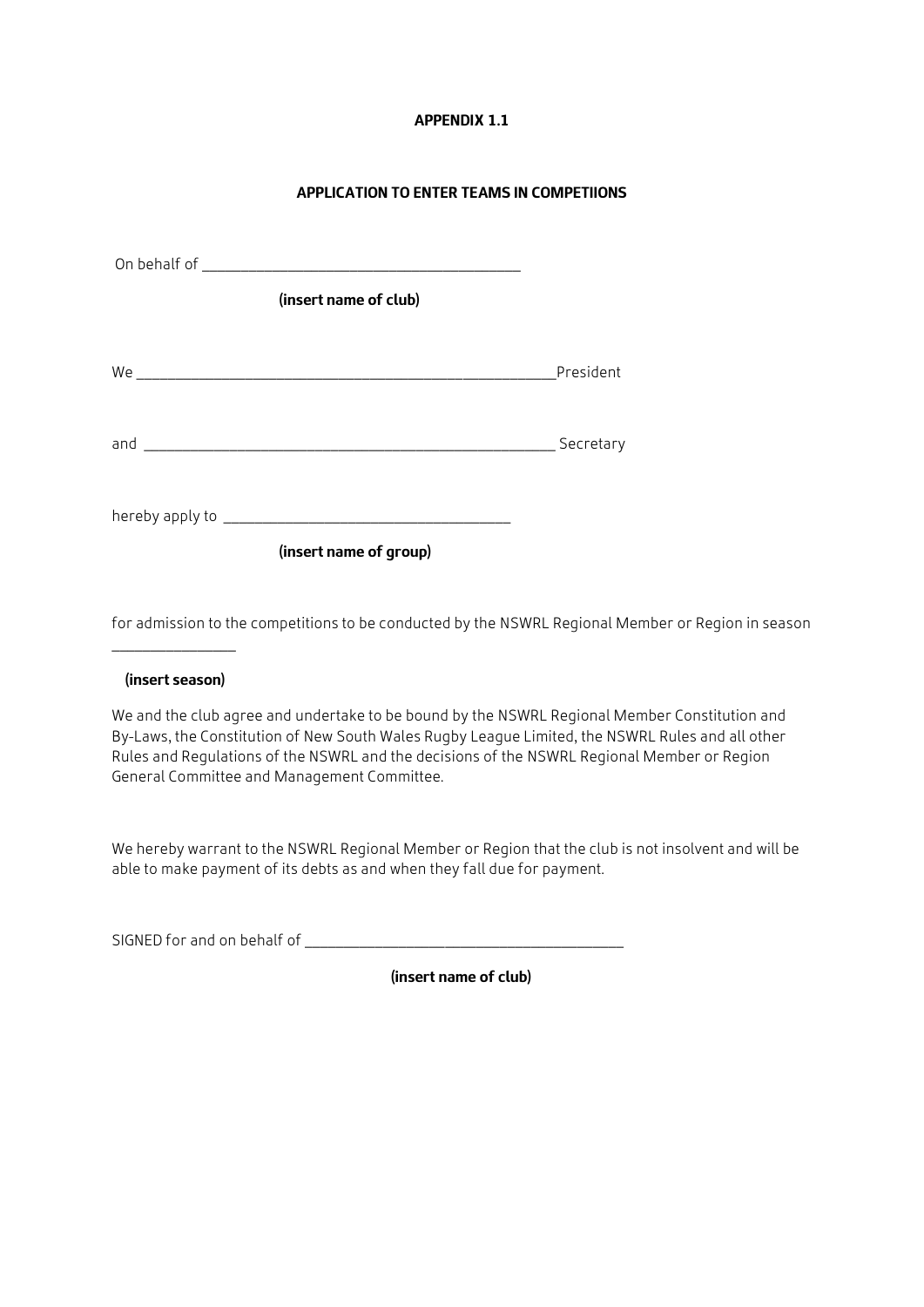**APPENDIX 1.1**

**APPLICATION TO ENTER TEAMS IN COMPETIIONS**

On behalf of ________________________________________

**(insert name of club)**

We ____________________________________________________President

and ____________________________________________________ Secretary

hereby apply to ____________________________________

**(insert name of group)**

for admission to the competitions to be conducted by the NSWRL Regional Member or Region in season _______________

**(insert season)**

We and the club agree and undertake to be bound by the NSWRL Regional Member Constitution and By-Laws, the Constitution of New South Wales Rugby League Limited, the NSWRL Rules and all other Rules and Regulations of the NSWRL and the decisions of the NSWRL Regional Member or Region General Committee and Management Committee.

We hereby warrant to the NSWRL Regional Member or Region that the club is not insolvent and will be able to make payment of its debts as and when they fall due for payment.

SIGNED for and on behalf of ________________________________________

**(insert name of club)**